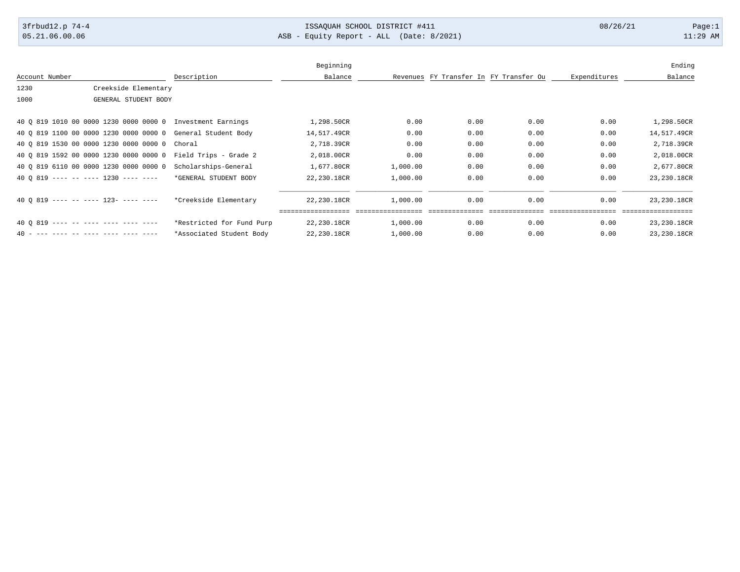3frbud12.p 74-4 | ISSAQUAH SCHOOL DISTRICT #411 | 08/26/21
05.21.06.00.06 | ASB - Equity Report - ALL (Date: 8/2021) | 11:29 AM

| Account Number | Description | Beginning Balance | Revenues | FY Transfer In | FY Transfer Ou | Expenditures | Ending Balance |
|---|---|---|---|---|---|---|---|
| 1230 Creekside Elementary | | | | | | | |
| 1000 GENERAL STUDENT BODY | | | | | | | |
| 40 Q 819 1010 00 0000 1230 0000 0000 0 | Investment Earnings | 1,298.50CR | 0.00 | 0.00 | 0.00 | 0.00 | 1,298.50CR |
| 40 Q 819 1100 00 0000 1230 0000 0000 0 | General Student Body | 14,517.49CR | 0.00 | 0.00 | 0.00 | 0.00 | 14,517.49CR |
| 40 Q 819 1530 00 0000 1230 0000 0000 0 | Choral | 2,718.39CR | 0.00 | 0.00 | 0.00 | 0.00 | 2,718.39CR |
| 40 Q 819 1592 00 0000 1230 0000 0000 0 | Field Trips - Grade 2 | 2,018.00CR | 0.00 | 0.00 | 0.00 | 0.00 | 2,018.00CR |
| 40 Q 819 6110 00 0000 1230 0000 0000 0 | Scholarships-General | 1,677.80CR | 1,000.00 | 0.00 | 0.00 | 0.00 | 2,677.80CR |
| 40 Q 819 ---- -- ---- 1230 ---- ---- | *GENERAL STUDENT BODY | 22,230.18CR | 1,000.00 | 0.00 | 0.00 | 0.00 | 23,230.18CR |
| 40 Q 819 ---- -- ---- 123- ---- ---- | *Creekside Elementary | 22,230.18CR | 1,000.00 | 0.00 | 0.00 | 0.00 | 23,230.18CR |
| 40 Q 819 ---- -- ---- ---- ---- ---- | *Restricted for Fund Purp | 22,230.18CR | 1,000.00 | 0.00 | 0.00 | 0.00 | 23,230.18CR |
| 40 - --- ---- -- ---- ---- ---- ---- | *Associated Student Body | 22,230.18CR | 1,000.00 | 0.00 | 0.00 | 0.00 | 23,230.18CR |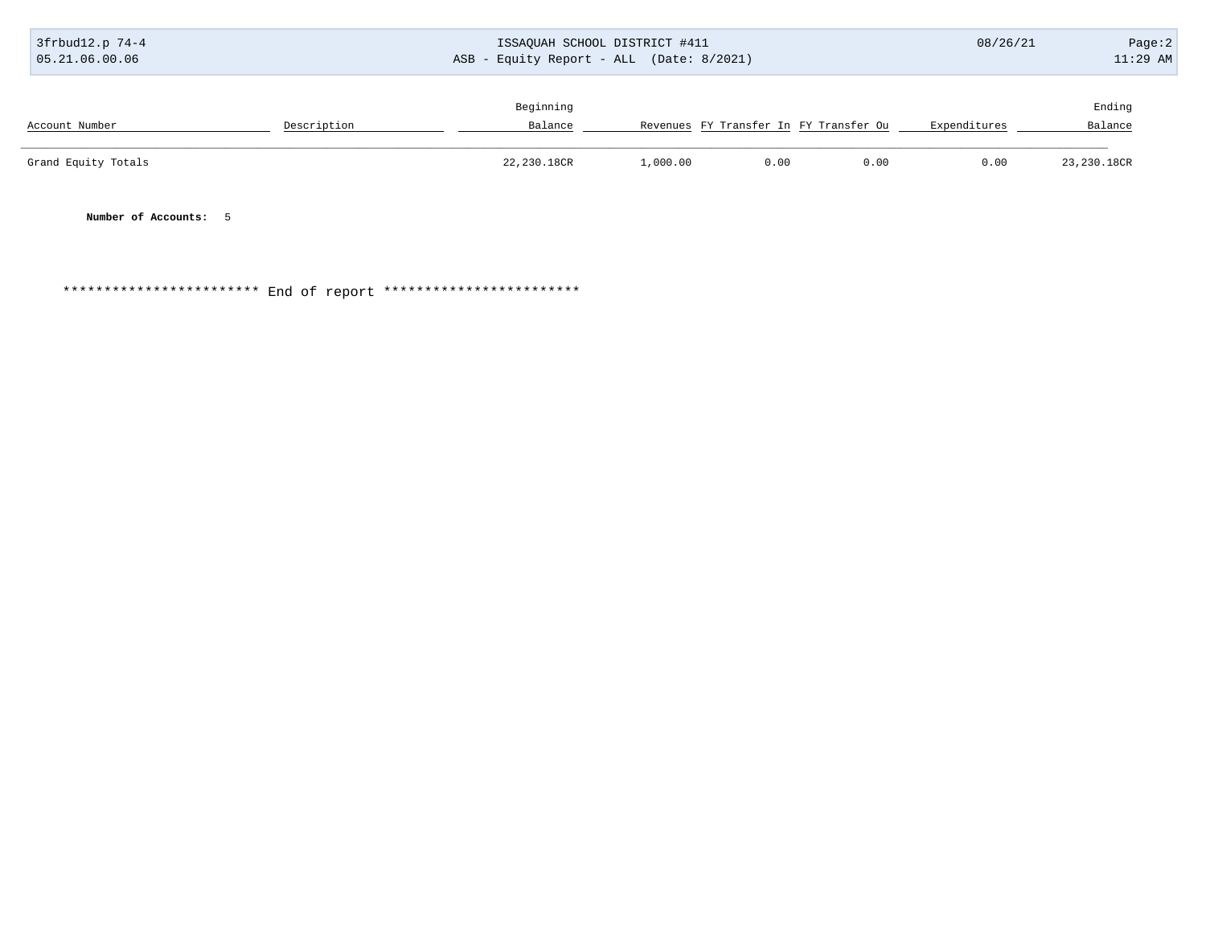| Account Number | Description | Beginning Balance | Revenues | FY Transfer In | FY Transfer Ou | Expenditures | Ending Balance |
|---|---|---|---|---|---|---|---|
| Grand Equity Totals | | 22,230.18CR | 1,000.00 | 0.00 | 0.00 | 0.00 | 23,230.18CR |

**Number of Accounts:** 5

************************ End of report ************************